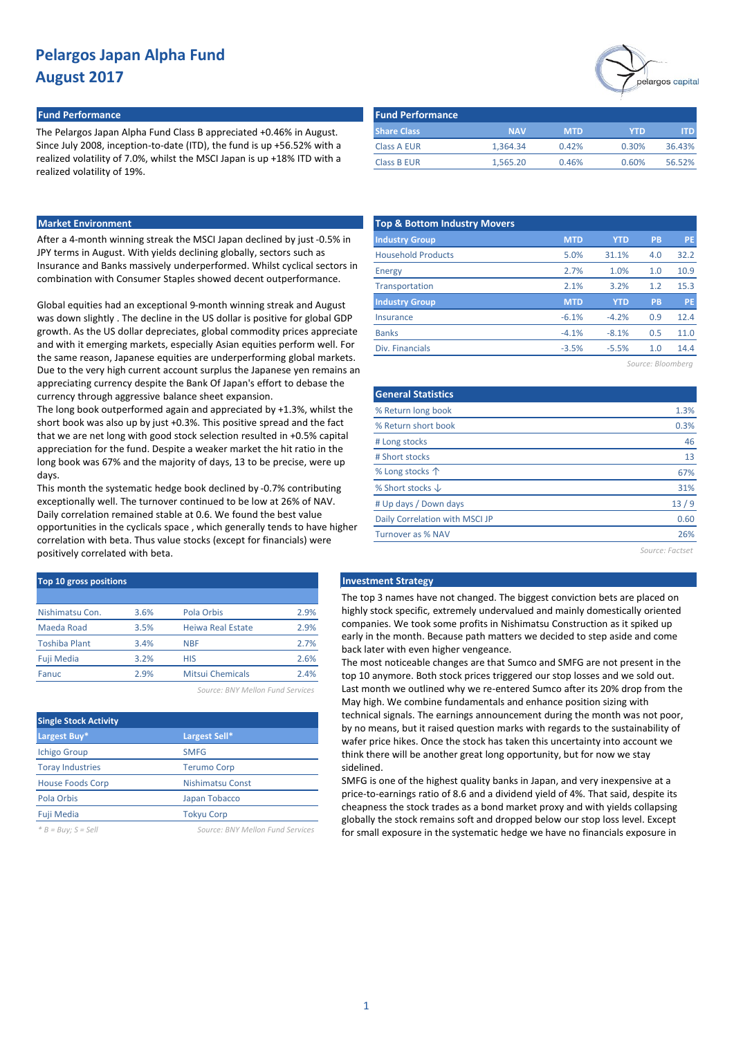# Pelargos Japan Alpha Fund
## August 2017

pelargos capital

### Fund Performance

The Pelargos Japan Alpha Fund Class B appreciated +0.46% in August. Since July 2008, inception-to-date (ITD), the fund is up +56.52% with a realized volatility of 7.0%, whilst the MSCI Japan is up +18% ITD with a realized volatility of 19%.

| Share Class | NAV | MTD | YTD | ITD |
|---|---|---|---|---|
| Class A EUR | 1,364.34 | 0.42% | 0.30% | 36.43% |
| Class B EUR | 1,565.20 | 0.46% | 0.60% | 56.52% |

### Market Environment

After a 4-month winning streak the MSCI Japan declined by just -0.5% in JPY terms in August. With yields declining globally, sectors such as Insurance and Banks massively underperformed. Whilst cyclical sectors in combination with Consumer Staples showed decent outperformance.

Global equities had an exceptional 9-month winning streak and August was down slightly . The decline in the US dollar is positive for global GDP growth. As the US dollar depreciates, global commodity prices appreciate and with it emerging markets, especially Asian equities perform well. For the same reason, Japanese equities are underperforming global markets. Due to the very high current account surplus the Japanese yen remains an appreciating currency despite the Bank Of Japan's effort to debase the currency through aggressive balance sheet expansion.
The long book outperformed again and appreciated by +1.3%, whilst the short book was also up by just +0.3%. This positive spread and the fact that we are net long with good stock selection resulted in +0.5% capital appreciation for the fund. Despite a weaker market the hit ratio in the long book was 67% and the majority of days, 13 to be precise, were up days.
This month the systematic hedge book declined by -0.7% contributing exceptionally well. The turnover continued to be low at 26% of NAV. Daily correlation remained stable at 0.6. We found the best value opportunities in the cyclicals space , which generally tends to have higher correlation with beta. Thus value stocks (except for financials) were positively correlated with beta.

### Top & Bottom Industry Movers

| Industry Group | MTD | YTD | PB | PE |
|---|---|---|---|---|
| Household Products | 5.0% | 31.1% | 4.0 | 32.2 |
| Energy | 2.7% | 1.0% | 1.0 | 10.9 |
| Transportation | 2.1% | 3.2% | 1.2 | 15.3 |
| **Industry Group** | **MTD** | **YTD** | **PB** | **PE** |
| Insurance | -6.1% | -4.2% | 0.9 | 12.4 |
| Banks | -4.1% | -8.1% | 0.5 | 11.0 |
| Div. Financials | -3.5% | -5.5% | 1.0 | 14.4 |

*Source: Bloomberg*

### General Statistics

| | |
|---|---|
| % Return long book | 1.3% |
| % Return short book | 0.3% |
| # Long stocks | 46 |
| # Short stocks | 13 |
| % Long stocks ↑ | 67% |
| % Short stocks ↓ | 31% |
| # Up days / Down days | 13 / 9 |
| Daily Correlation with MSCI JP | 0.60 |
| Turnover as % NAV | 26% |

*Source: Factset*

### Top 10 gross positions

| | | | |
|---|---|---|---|
| Nishimatsu Con. | 3.6% | Pola Orbis | 2.9% |
| Maeda Road | 3.5% | Heiwa Real Estate | 2.9% |
| Toshiba Plant | 3.4% | NBF | 2.7% |
| Fuji Media | 3.2% | HIS | 2.6% |
| Fanuc | 2.9% | Mitsui Chemicals | 2.4% |

*Source: BNY Mellon Fund Services*

### Single Stock Activity

| Largest Buy* | Largest Sell* |
|---|---|
| Ichigo Group | SMFG |
| Toray Industries | Terumo Corp |
| House Foods Corp | Nishimatsu Const |
| Pola Orbis | Japan Tobacco |
| Fuji Media | Tokyu Corp |

*\* B = Buy; S = Sell* — *Source: BNY Mellon Fund Services*

### Investment Strategy

The top 3 names have not changed. The biggest conviction bets are placed on highly stock specific, extremely undervalued and mainly domestically oriented companies. We took some profits in Nishimatsu Construction as it spiked up early in the month. Because path matters we decided to step aside and come back later with even higher vengeance.
The most noticeable changes are that Sumco and SMFG are not present in the top 10 anymore. Both stock prices triggered our stop losses and we sold out. Last month we outlined why we re-entered Sumco after its 20% drop from the May high. We combine fundamentals and enhance position sizing with technical signals. The earnings announcement during the month was not poor, by no means, but it raised question marks with regards to the sustainability of wafer price hikes. Once the stock has taken this uncertainty into account we think there will be another great long opportunity, but for now we stay sidelined.
SMFG is one of the highest quality banks in Japan, and very inexpensive at a price-to-earnings ratio of 8.6 and a dividend yield of 4%. That said, despite its cheapness the stock trades as a bond market proxy and with yields collapsing globally the stock remains soft and dropped below our stop loss level. Except for small exposure in the systematic hedge we have no financials exposure in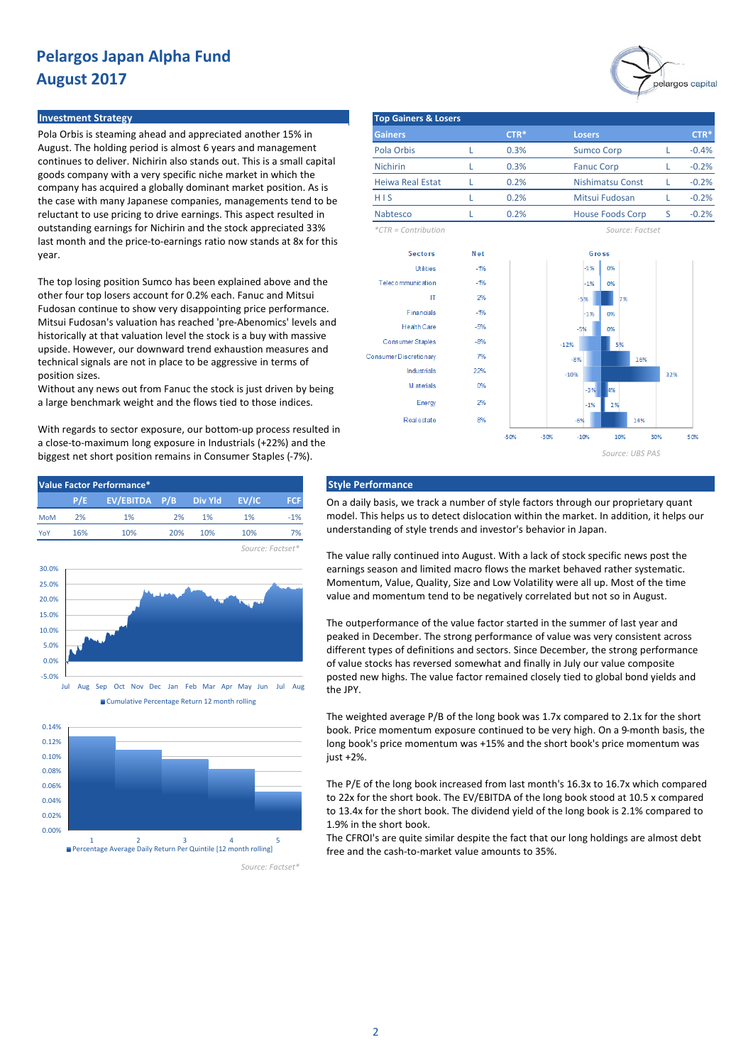# Pelargos Japan Alpha Fund
# August 2017

pelargos capital

## Investment Strategy

Pola Orbis is steaming ahead and appreciated another 15% in August. The holding period is almost 6 years and management continues to deliver. Nichirin also stands out. This is a small capital goods company with a very specific niche market in which the company has acquired a globally dominant market position. As is the case with many Japanese companies, managements tend to be reluctant to use pricing to drive earnings. This aspect resulted in outstanding earnings for Nichirin and the stock appreciated 33% last month and the price-to-earnings ratio now stands at 8x for this year.

The top losing position Sumco has been explained above and the other four top losers account for 0.2% each. Fanuc and Mitsui Fudosan continue to show very disappointing price performance. Mitsui Fudosan's valuation has reached 'pre-Abenomics' levels and historically at that valuation level the stock is a buy with massive upside. However, our downward trend exhaustion measures and technical signals are not in place to be aggressive in terms of position sizes.
Without any news out from Fanuc the stock is just driven by being a large benchmark weight and the flows tied to those indices.

With regards to sector exposure, our bottom-up process resulted in a close-to-maximum long exposure in Industrials (+22%) and the biggest net short position remains in Consumer Staples (-7%).

## Top Gainers & Losers

| Gainers | | CTR* | Losers | | CTR* |
|---|---|---|---|---|---|
| Pola Orbis | L | 0.3% | Sumco Corp | L | -0.4% |
| Nichirin | L | 0.3% | Fanuc Corp | L | -0.2% |
| Heiwa Real Estat | L | 0.2% | Nishimatsu Const | L | -0.2% |
| H I S | L | 0.2% | Mitsui Fudosan | L | -0.2% |
| Nabtesco | L | 0.2% | House Foods Corp | S | -0.2% |

*CTR = Contribution

Source: Factset

| Sectors | Net |
|---|---|
| Utilities | -1% |
| Telecommunication | -1% |
| IT | 2% |
| Financials | -1% |
| Health Care | -5% |
| Consumer Staples | -8% |
| Consumer Discretionary | 7% |
| Industrials | 22% |
| Materials | 0% |
| Energy | 2% |
| Real estate | 8% |

Gross

-1% 0%
-1% 0%
-5% 7%
-1% 0%
-5% 0%
-12% 5%
-8% 16%
-10% 32%
-3% 4%
-1% 2%
-6% 14%

-50% -30% -10% 10% 30% 50%

Source: UBS PAS

## Value Factor Performance*

| | P/E | EV/EBITDA | P/B | Div Yld | EV/IC | FCF |
|---|---|---|---|---|---|---|
| MoM | 2% | 1% | 2% | 1% | 1% | -1% |
| YoY | 16% | 10% | 20% | 10% | 10% | 7% |

Source: Factset*

30.0%
25.0%
20.0%
15.0%
10.0%
5.0%
0.0%
-5.0%

Jul Aug Sep Oct Nov Dec Jan Feb Mar Apr May Jun Jul Aug

Cumulative Percentage Return 12 month rolling

0.14%
0.12%
0.10%
0.08%
0.06%
0.04%
0.02%
0.00%

1 2 3 4 5

Percentage Average Daily Return Per Quintile [12 month rolling]

Source: Factset*

## Style Performance

On a daily basis, we track a number of style factors through our proprietary quant model. This helps us to detect dislocation within the market. In addition, it helps our understanding of style trends and investor's behavior in Japan.

The value rally continued into August. With a lack of stock specific news post the earnings season and limited macro flows the market behaved rather systematic. Momentum, Value, Quality, Size and Low Volatility were all up. Most of the time value and momentum tend to be negatively correlated but not so in August.

The outperformance of the value factor started in the summer of last year and peaked in December. The strong performance of value was very consistent across different types of definitions and sectors. Since December, the strong performance of value stocks has reversed somewhat and finally in July our value composite posted new highs. The value factor remained closely tied to global bond yields and the JPY.

The weighted average P/B of the long book was 1.7x compared to 2.1x for the short book. Price momentum exposure continued to be very high. On a 9-month basis, the long book's price momentum was +15% and the short book's price momentum was just +2%.

The P/E of the long book increased from last month's 16.3x to 16.7x which compared to 22x for the short book. The EV/EBITDA of the long book stood at 10.5 x compared to 13.4x for the short book. The dividend yield of the long book is 2.1% compared to 1.9% in the short book.
The CFROI's are quite similar despite the fact that our long holdings are almost debt free and the cash-to-market value amounts to 35%.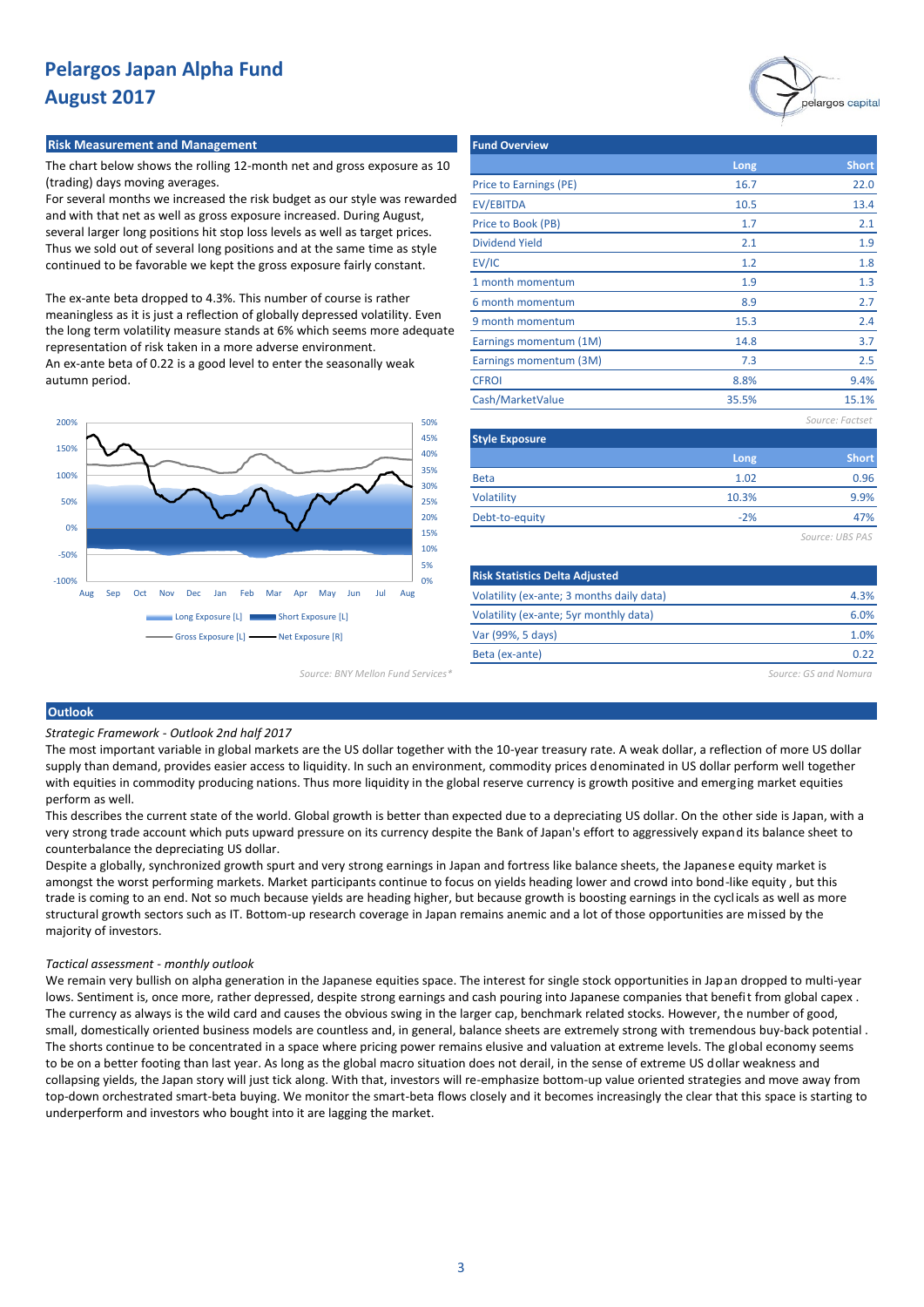# Pelargos Japan Alpha Fund
## August 2017

### Risk Measurement and Management

The chart below shows the rolling 12-month net and gross exposure as 10 (trading) days moving averages.

For several months we increased the risk budget as our style was rewarded and with that net as well as gross exposure increased. During August, several larger long positions hit stop loss levels as well as target prices. Thus we sold out of several long positions and at the same time as style continued to be favorable we kept the gross exposure fairly constant.

The ex-ante beta dropped to 4.3%. This number of course is rather meaningless as it is just a reflection of globally depressed volatility. Even the long term volatility measure stands at 6% which seems more adequate representation of risk taken in a more adverse environment.
An ex-ante beta of 0.22 is a good level to enter the seasonally weak autumn period.

200%
150%
100%
50%
0%
-50%
-100%
50%
45%
40%
35%
30%
25%
20%
15%
10%
5%
0%
Aug Sep Oct Nov Dec Jan Feb Mar Apr May Jun Jul Aug
Long Exposure [L] Short Exposure [L]
Gross Exposure [L] Net Exposure [R]

Source: BNY Mellon Fund Services*

### Fund Overview

| | Long | Short |
|---|---|---|
| Price to Earnings (PE) | 16.7 | 22.0 |
| EV/EBITDA | 10.5 | 13.4 |
| Price to Book (PB) | 1.7 | 2.1 |
| Dividend Yield | 2.1 | 1.9 |
| EV/IC | 1.2 | 1.8 |
| 1 month momentum | 1.9 | 1.3 |
| 6 month momentum | 8.9 | 2.7 |
| 9 month momentum | 15.3 | 2.4 |
| Earnings momentum (1M) | 14.8 | 3.7 |
| Earnings momentum (3M) | 7.3 | 2.5 |
| CFROI | 8.8% | 9.4% |
| Cash/MarketValue | 35.5% | 15.1% |

Source: Factset

### Style Exposure

| | Long | Short |
|---|---|---|
| Beta | 1.02 | 0.96 |
| Volatility | 10.3% | 9.9% |
| Debt-to-equity | -2% | 47% |

Source: UBS PAS

### Risk Statistics Delta Adjusted

| | |
|---|---|
| Volatility (ex-ante; 3 months daily data) | 4.3% |
| Volatility (ex-ante; 5yr monthly data) | 6.0% |
| Var (99%, 5 days) | 1.0% |
| Beta (ex-ante) | 0.22 |

Source: GS and Nomura

### Outlook

*Strategic Framework - Outlook 2nd half 2017*

The most important variable in global markets are the US dollar together with the 10-year treasury rate. A weak dollar, a reflection of more US dollar supply than demand, provides easier access to liquidity. In such an environment, commodity prices denominated in US dollar perform well together with equities in commodity producing nations. Thus more liquidity in the global reserve currency is growth positive and emerging market equities perform as well.

This describes the current state of the world. Global growth is better than expected due to a depreciating US dollar. On the other side is Japan, with a very strong trade account which puts upward pressure on its currency despite the Bank of Japan's effort to aggressively expand its balance sheet to counterbalance the depreciating US dollar.

Despite a globally, synchronized growth spurt and very strong earnings in Japan and fortress like balance sheets, the Japanese equity market is amongst the worst performing markets. Market participants continue to focus on yields heading lower and crowd into bond-like equity , but this trade is coming to an end. Not so much because yields are heading higher, but because growth is boosting earnings in the cyclicals as well as more structural growth sectors such as IT. Bottom-up research coverage in Japan remains anemic and a lot of those opportunities are missed by the majority of investors.

*Tactical assessment - monthly outlook*

We remain very bullish on alpha generation in the Japanese equities space. The interest for single stock opportunities in Japan dropped to multi-year lows. Sentiment is, once more, rather depressed, despite strong earnings and cash pouring into Japanese companies that benefit from global capex . The currency as always is the wild card and causes the obvious swing in the larger cap, benchmark related stocks. However, the number of good, small, domestically oriented business models are countless and, in general, balance sheets are extremely strong with tremendous buy-back potential . The shorts continue to be concentrated in a space where pricing power remains elusive and valuation at extreme levels. The global economy seems to be on a better footing than last year. As long as the global macro situation does not derail, in the sense of extreme US dollar weakness and collapsing yields, the Japan story will just tick along. With that, investors will re-emphasize bottom-up value oriented strategies and move away from top-down orchestrated smart-beta buying. We monitor the smart-beta flows closely and it becomes increasingly the clear that this space is starting to underperform and investors who bought into it are lagging the market.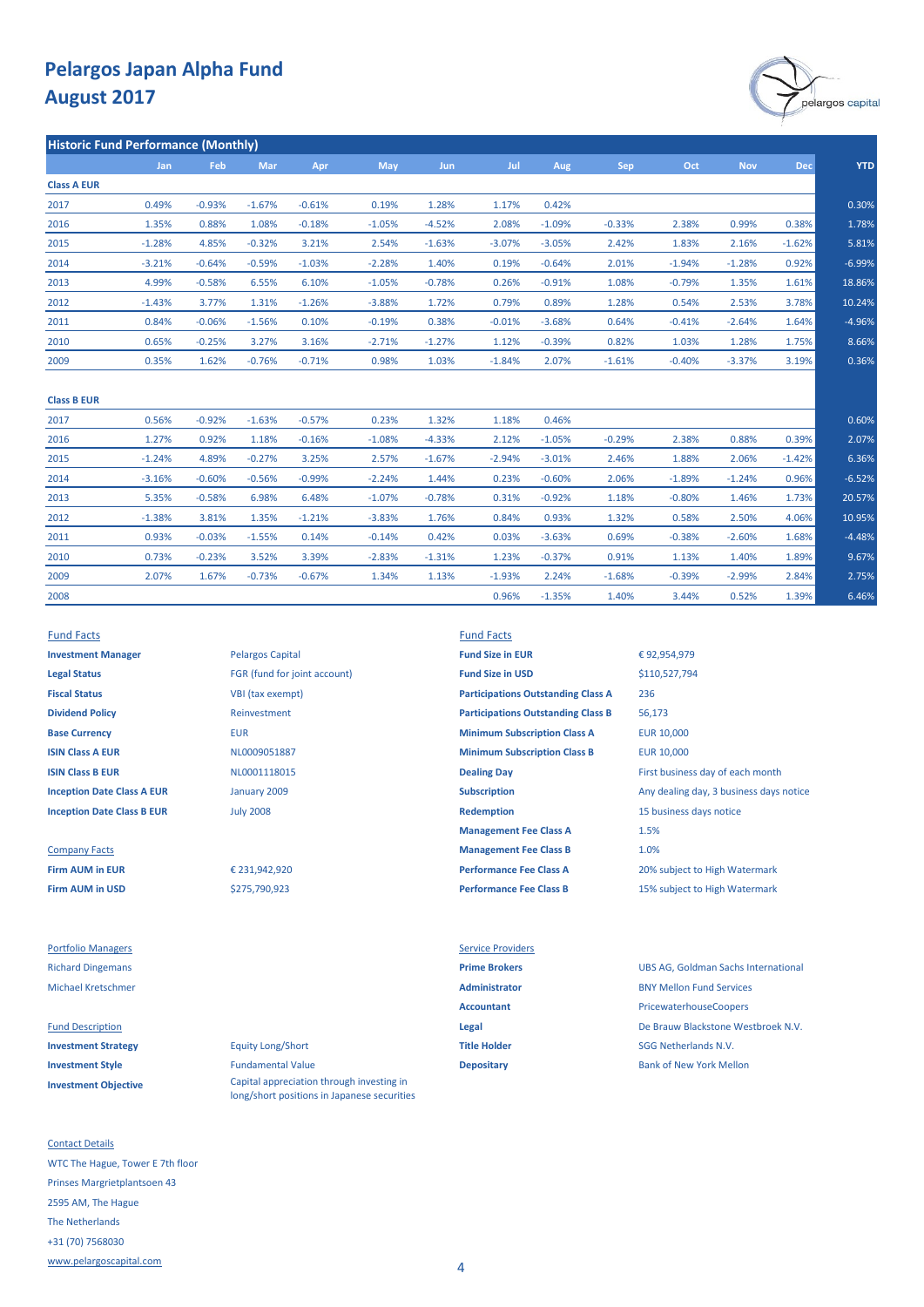# Pelargos Japan Alpha Fund
# August 2017

## Historic Fund Performance (Monthly)

| | Jan | Feb | Mar | Apr | May | Jun | Jul | Aug | Sep | Oct | Nov | Dec | YTD |
|---|---|---|---|---|---|---|---|---|---|---|---|---|---|
| **Class A EUR** | | | | | | | | | | | | | |
| 2017 | 0.49% | -0.93% | -1.67% | -0.61% | 0.19% | 1.28% | 1.17% | 0.42% | | | | | 0.30% |
| 2016 | 1.35% | 0.88% | 1.08% | -0.18% | -1.05% | -4.52% | 2.08% | -1.09% | -0.33% | 2.38% | 0.99% | 0.38% | 1.78% |
| 2015 | -1.28% | 4.85% | -0.32% | 3.21% | 2.54% | -1.63% | -3.07% | -3.05% | 2.42% | 1.83% | 2.16% | -1.62% | 5.81% |
| 2014 | -3.21% | -0.64% | -0.59% | -1.03% | -2.28% | 1.40% | 0.19% | -0.64% | 2.01% | -1.94% | -1.28% | 0.92% | -6.99% |
| 2013 | 4.99% | -0.58% | 6.55% | 6.10% | -1.05% | -0.78% | 0.26% | -0.91% | 1.08% | -0.79% | 1.35% | 1.61% | 18.86% |
| 2012 | -1.43% | 3.77% | 1.31% | -1.26% | -3.88% | 1.72% | 0.79% | 0.89% | 1.28% | 0.54% | 2.53% | 3.78% | 10.24% |
| 2011 | 0.84% | -0.06% | -1.56% | 0.10% | -0.19% | 0.38% | -0.01% | -3.68% | 0.64% | -0.41% | -2.64% | 1.64% | -4.96% |
| 2010 | 0.65% | -0.25% | 3.27% | 3.16% | -2.71% | -1.27% | 1.12% | -0.39% | 0.82% | 1.03% | 1.28% | 1.75% | 8.66% |
| 2009 | 0.35% | 1.62% | -0.76% | -0.71% | 0.98% | 1.03% | -1.84% | 2.07% | -1.61% | -0.40% | -3.37% | 3.19% | 0.36% |
| **Class B EUR** | | | | | | | | | | | | | |
| 2017 | 0.56% | -0.92% | -1.63% | -0.57% | 0.23% | 1.32% | 1.18% | 0.46% | | | | | 0.60% |
| 2016 | 1.27% | 0.92% | 1.18% | -0.16% | -1.08% | -4.33% | 2.12% | -1.05% | -0.29% | 2.38% | 0.88% | 0.39% | 2.07% |
| 2015 | -1.24% | 4.89% | -0.27% | 3.25% | 2.57% | -1.67% | -2.94% | -3.01% | 2.46% | 1.88% | 2.06% | -1.42% | 6.36% |
| 2014 | -3.16% | -0.60% | -0.56% | -0.99% | -2.24% | 1.44% | 0.23% | -0.60% | 2.06% | -1.89% | -1.24% | 0.96% | -6.52% |
| 2013 | 5.35% | -0.58% | 6.98% | 6.48% | -1.07% | -0.78% | 0.31% | -0.92% | 1.18% | -0.80% | 1.46% | 1.73% | 20.57% |
| 2012 | -1.38% | 3.81% | 1.35% | -1.21% | -3.83% | 1.76% | 0.84% | 0.93% | 1.32% | 0.58% | 2.50% | 4.06% | 10.95% |
| 2011 | 0.93% | -0.03% | -1.55% | 0.14% | -0.14% | 0.42% | 0.03% | -3.63% | 0.69% | -0.38% | -2.60% | 1.68% | -4.48% |
| 2010 | 0.73% | -0.23% | 3.52% | 3.39% | -2.83% | -1.31% | 1.23% | -0.37% | 0.91% | 1.13% | 1.40% | 1.89% | 9.67% |
| 2009 | 2.07% | 1.67% | -0.73% | -0.67% | 1.34% | 1.13% | -1.93% | 2.24% | -1.68% | -0.39% | -2.99% | 2.84% | 2.75% |
| 2008 | | | | | | | 0.96% | -1.35% | 1.40% | 3.44% | 0.52% | 1.39% | 6.46% |

### Fund Facts

| | |
|---|---|
| **Investment Manager** | Pelargos Capital |
| **Legal Status** | FGR (fund for joint account) |
| **Fiscal Status** | VBI (tax exempt) |
| **Dividend Policy** | Reinvestment |
| **Base Currency** | EUR |
| **ISIN Class A EUR** | NL0009051887 |
| **ISIN Class B EUR** | NL0001118015 |
| **Inception Date Class A EUR** | January 2009 |
| **Inception Date Class B EUR** | July 2008 |

### Company Facts

| | |
|---|---|
| **Firm AUM in EUR** | € 231,942,920 |
| **Firm AUM in USD** | $275,790,923 |

### Fund Facts

| | |
|---|---|
| **Fund Size in EUR** | € 92,954,979 |
| **Fund Size in USD** | $110,527,794 |
| **Participations Outstanding Class A** | 236 |
| **Participations Outstanding Class B** | 56,173 |
| **Minimum Subscription Class A** | EUR 10,000 |
| **Minimum Subscription Class B** | EUR 10,000 |
| **Dealing Day** | First business day of each month |
| **Subscription** | Any dealing day, 3 business days notice |
| **Redemption** | 15 business days notice |
| **Management Fee Class A** | 1.5% |
| **Management Fee Class B** | 1.0% |
| **Performance Fee Class A** | 20% subject to High Watermark |
| **Performance Fee Class B** | 15% subject to High Watermark |

### Portfolio Managers

Richard Dingemans

Michael Kretschmer

### Fund Description

| | |
|---|---|
| **Investment Strategy** | Equity Long/Short |
| **Investment Style** | Fundamental Value |
| **Investment Objective** | Capital appreciation through investing in long/short positions in Japanese securities |

### Service Providers

| | |
|---|---|
| **Prime Brokers** | UBS AG, Goldman Sachs International |
| **Administrator** | BNY Mellon Fund Services |
| **Accountant** | PricewaterhouseCoopers |
| **Legal** | De Brauw Blackstone Westbroek N.V. |
| **Title Holder** | SGG Netherlands N.V. |
| **Depositary** | Bank of New York Mellon |

### Contact Details

WTC The Hague, Tower E 7th floor
Prinses Margrietplantsoen 43
2595 AM, The Hague
The Netherlands
+31 (70) 7568030
www.pelargoscapital.com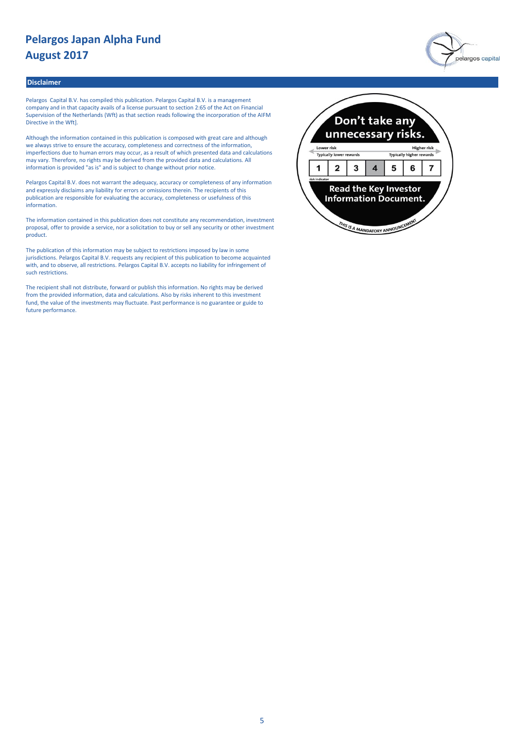# Pelargos Japan Alpha Fund
# August 2017

## Disclaimer

Pelargos Capital B.V. has compiled this publication. Pelargos Capital B.V. is a management company and in that capacity avails of a license pursuant to section 2:65 of the Act on Financial Supervision of the Netherlands (Wft) as that section reads following the incorporation of the AIFM Directive in the Wft].

Although the information contained in this publication is composed with great care and although we always strive to ensure the accuracy, completeness and correctness of the information, imperfections due to human errors may occur, as a result of which presented data and calculations may vary. Therefore, no rights may be derived from the provided data and calculations. All information is provided "as is" and is subject to change without prior notice.

Pelargos Capital B.V. does not warrant the adequacy, accuracy or completeness of any information and expressly disclaims any liability for errors or omissions therein. The recipients of this publication are responsible for evaluating the accuracy, completeness or usefulness of this information.

The information contained in this publication does not constitute any recommendation, investment proposal, offer to provide a service, nor a solicitation to buy or sell any security or other investment product.

The publication of this information may be subject to restrictions imposed by law in some jurisdictions. Pelargos Capital B.V. requests any recipient of this publication to become acquainted with, and to observe, all restrictions. Pelargos Capital B.V. accepts no liability for infringement of such restrictions.

The recipient shall not distribute, forward or publish this information. No rights may be derived from the provided information, data and calculations. Also by risks inherent to this investment fund, the value of the investments may fluctuate. Past performance is no guarantee or guide to future performance.

Don't take any unnecessary risks.

Lower risk — Higher risk

Typically lower rewards — Typically higher rewards

| | | | | | | |
|---|---|---|---|---|---|---|
| 1 | 2 | 3 | 4 | 5 | 6 | 7 |

risk indicator

Read the Key Investor Information Document.

THIS IS A MANDATORY ANNOUNCEMENT